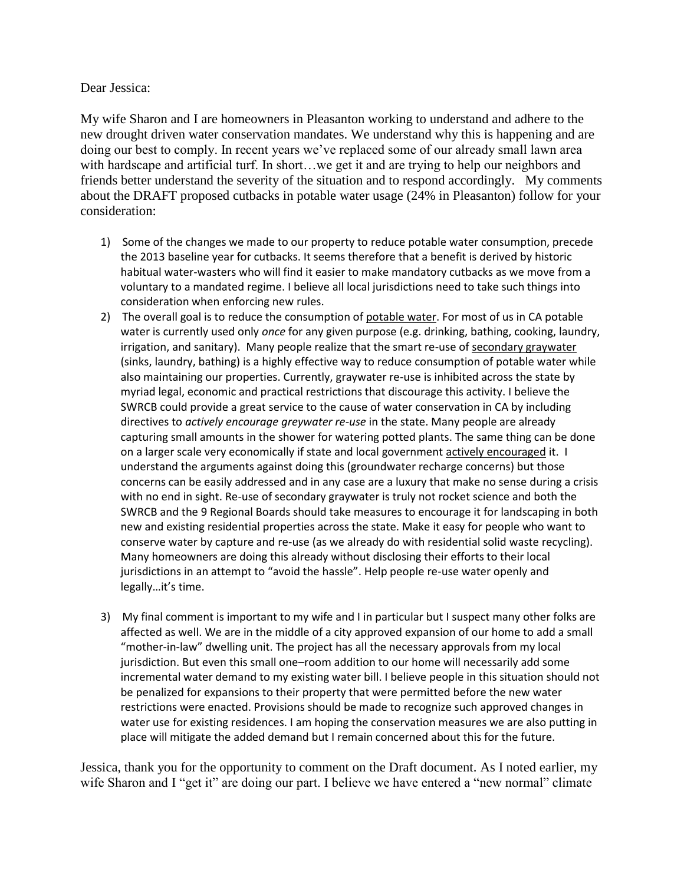Dear Jessica:

My wife Sharon and I are homeowners in Pleasanton working to understand and adhere to the new drought driven water conservation mandates. We understand why this is happening and are doing our best to comply. In recent years we've replaced some of our already small lawn area with hardscape and artificial turf. In short…we get it and are trying to help our neighbors and friends better understand the severity of the situation and to respond accordingly. My comments about the DRAFT proposed cutbacks in potable water usage (24% in Pleasanton) follow for your consideration:

1) Some of the changes we made to our property to reduce potable water consumption, precede the 2013 baseline year for cutbacks. It seems therefore that a benefit is derived by historic habitual water-wasters who will find it easier to make mandatory cutbacks as we move from a voluntary to a mandated regime. I believe all local jurisdictions need to take such things into consideration when enforcing new rules.

2) The overall goal is to reduce the consumption of <u>potable water</u>. For most of us in CA potable water is currently used only *once* for any given purpose (e.g. drinking, bathing, cooking, laundry, irrigation, and sanitary). Many people realize that the smart re-use of <u>secondary graywater</u> (sinks, laundry, bathing) is a highly effective way to reduce consumption of potable water while also maintaining our properties. Currently, graywater re-use is inhibited across the state by myriad legal, economic and practical restrictions that discourage this activity. I believe the SWRCB could provide a great service to the cause of water conservation in CA by including directives to *actively encourage greywater re-use* in the state. Many people are already capturing small amounts in the shower for watering potted plants. The same thing can be done on a larger scale very economically if state and local government <u>actively encouraged</u> it. I understand the arguments against doing this (groundwater recharge concerns) but those concerns can be easily addressed and in any case are a luxury that make no sense during a crisis with no end in sight. Re-use of secondary graywater is truly not rocket science and both the SWRCB and the 9 Regional Boards should take measures to encourage it for landscaping in both new and existing residential properties across the state. Make it easy for people who want to conserve water by capture and re-use (as we already do with residential solid waste recycling). Many homeowners are doing this already without disclosing their efforts to their local jurisdictions in an attempt to "avoid the hassle". Help people re-use water openly and legally…it's time.

3) My final comment is important to my wife and I in particular but I suspect many other folks are affected as well. We are in the middle of a city approved expansion of our home to add a small "mother-in-law" dwelling unit. The project has all the necessary approvals from my local jurisdiction. But even this small one–room addition to our home will necessarily add some incremental water demand to my existing water bill. I believe people in this situation should not be penalized for expansions to their property that were permitted before the new water restrictions were enacted. Provisions should be made to recognize such approved changes in water use for existing residences. I am hoping the conservation measures we are also putting in place will mitigate the added demand but I remain concerned about this for the future.

Jessica, thank you for the opportunity to comment on the Draft document. As I noted earlier, my wife Sharon and I "get it" are doing our part. I believe we have entered a "new normal" climate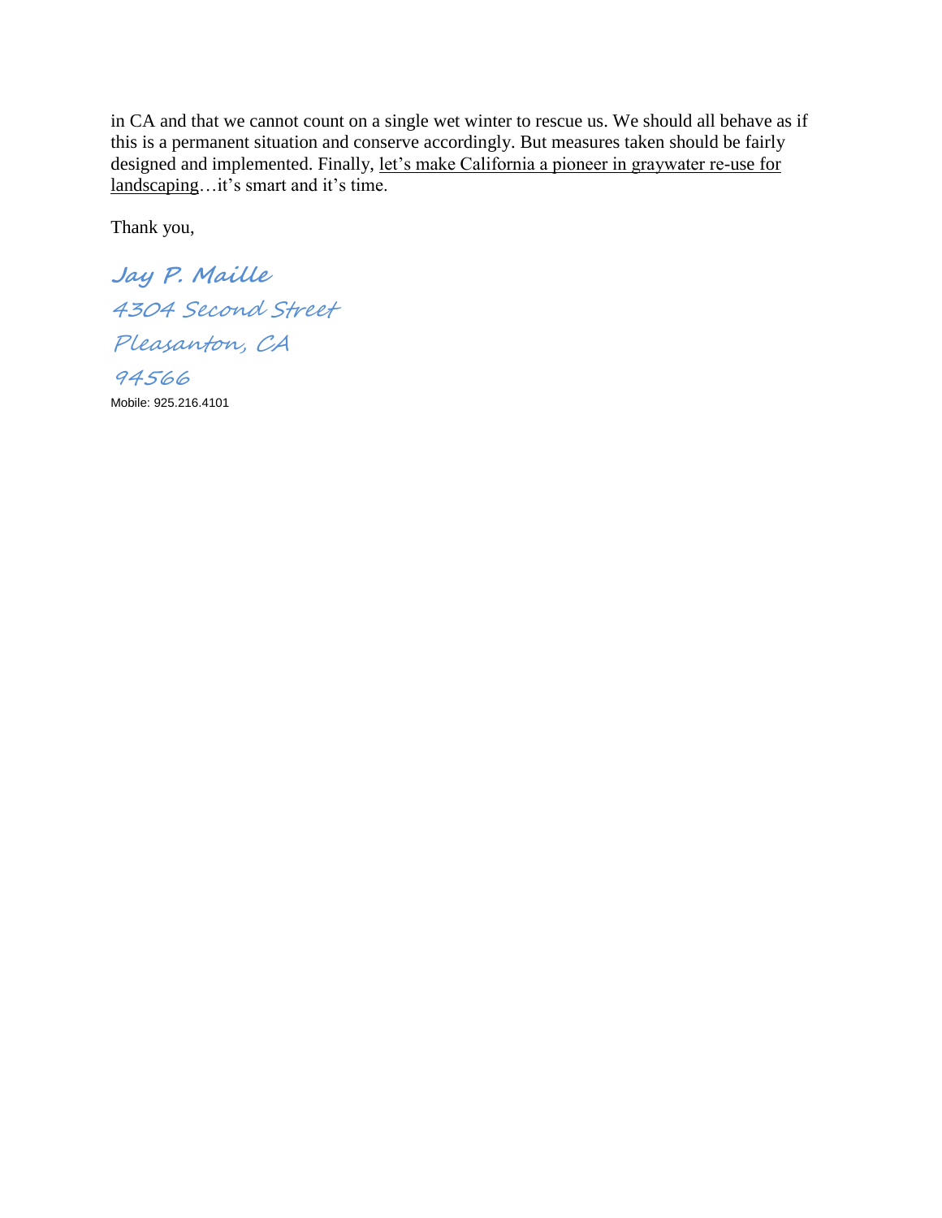in CA and that we cannot count on a single wet winter to rescue us. We should all behave as if this is a permanent situation and conserve accordingly. But measures taken should be fairly designed and implemented. Finally, <u>let's make California a pioneer in graywater re-use for landscaping</u>…it's smart and it's time.

Thank you,

*Jay P. Maille*
*4304 Second Street*
*Pleasanton, CA*
*94566*
Mobile: 925.216.4101